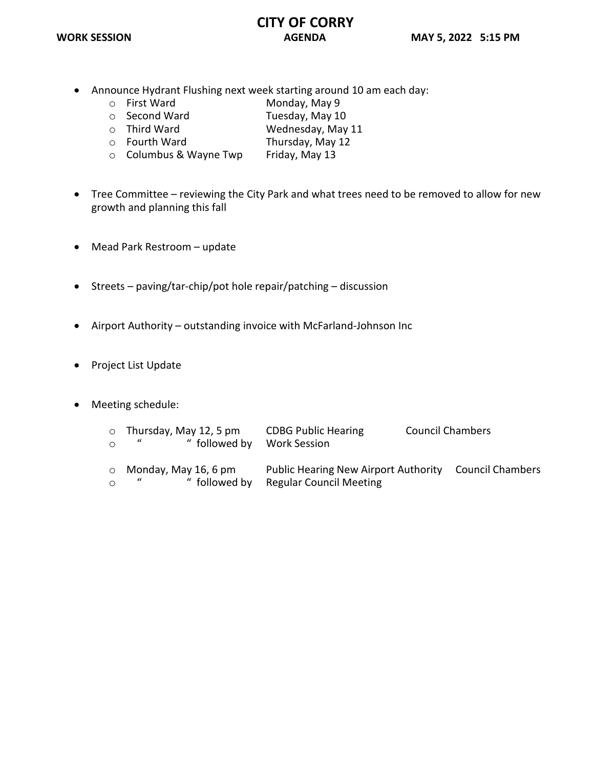# CITY OF CORRY

**WORK SESSION** | **AGENDA** | **MAY 5, 2022 5:15 PM**

- Announce Hydrant Flushing next week starting around 10 am each day:
  - First Ward — Monday, May 9
  - Second Ward — Tuesday, May 10
  - Third Ward — Wednesday, May 11
  - Fourth Ward — Thursday, May 12
  - Columbus & Wayne Twp — Friday, May 13

- Tree Committee – reviewing the City Park and what trees need to be removed to allow for new growth and planning this fall

- Mead Park Restroom – update

- Streets – paving/tar-chip/pot hole repair/patching – discussion

- Airport Authority – outstanding invoice with McFarland-Johnson Inc

- Project List Update

- Meeting schedule:
  - Thursday, May 12, 5 pm — CDBG Public Hearing — Council Chambers
  - " " followed by — Work Session
  - Monday, May 16, 6 pm — Public Hearing New Airport Authority — Council Chambers
  - " " followed by — Regular Council Meeting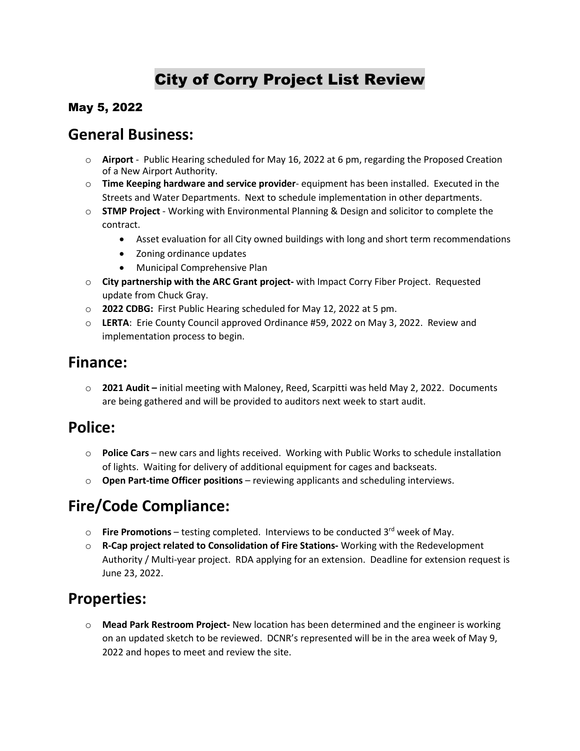# City of Corry Project List Review

### May 5, 2022

## General Business:

- **Airport** - Public Hearing scheduled for May 16, 2022 at 6 pm, regarding the Proposed Creation of a New Airport Authority.
- **Time Keeping hardware and service provider**- equipment has been installed. Executed in the Streets and Water Departments. Next to schedule implementation in other departments.
- **STMP Project** - Working with Environmental Planning & Design and solicitor to complete the contract.
    - Asset evaluation for all City owned buildings with long and short term recommendations
    - Zoning ordinance updates
    - Municipal Comprehensive Plan
- **City partnership with the ARC Grant project-** with Impact Corry Fiber Project. Requested update from Chuck Gray.
- **2022 CDBG:** First Public Hearing scheduled for May 12, 2022 at 5 pm.
- **LERTA**: Erie County Council approved Ordinance #59, 2022 on May 3, 2022. Review and implementation process to begin.

## Finance:

- **2021 Audit –** initial meeting with Maloney, Reed, Scarpitti was held May 2, 2022. Documents are being gathered and will be provided to auditors next week to start audit.

## Police:

- **Police Cars** – new cars and lights received. Working with Public Works to schedule installation of lights. Waiting for delivery of additional equipment for cages and backseats.
- **Open Part-time Officer positions** – reviewing applicants and scheduling interviews.

## Fire/Code Compliance:

- **Fire Promotions** – testing completed. Interviews to be conducted 3rd week of May.
- **R-Cap project related to Consolidation of Fire Stations-** Working with the Redevelopment Authority / Multi-year project. RDA applying for an extension. Deadline for extension request is June 23, 2022.

## Properties:

- **Mead Park Restroom Project-** New location has been determined and the engineer is working on an updated sketch to be reviewed. DCNR's represented will be in the area week of May 9, 2022 and hopes to meet and review the site.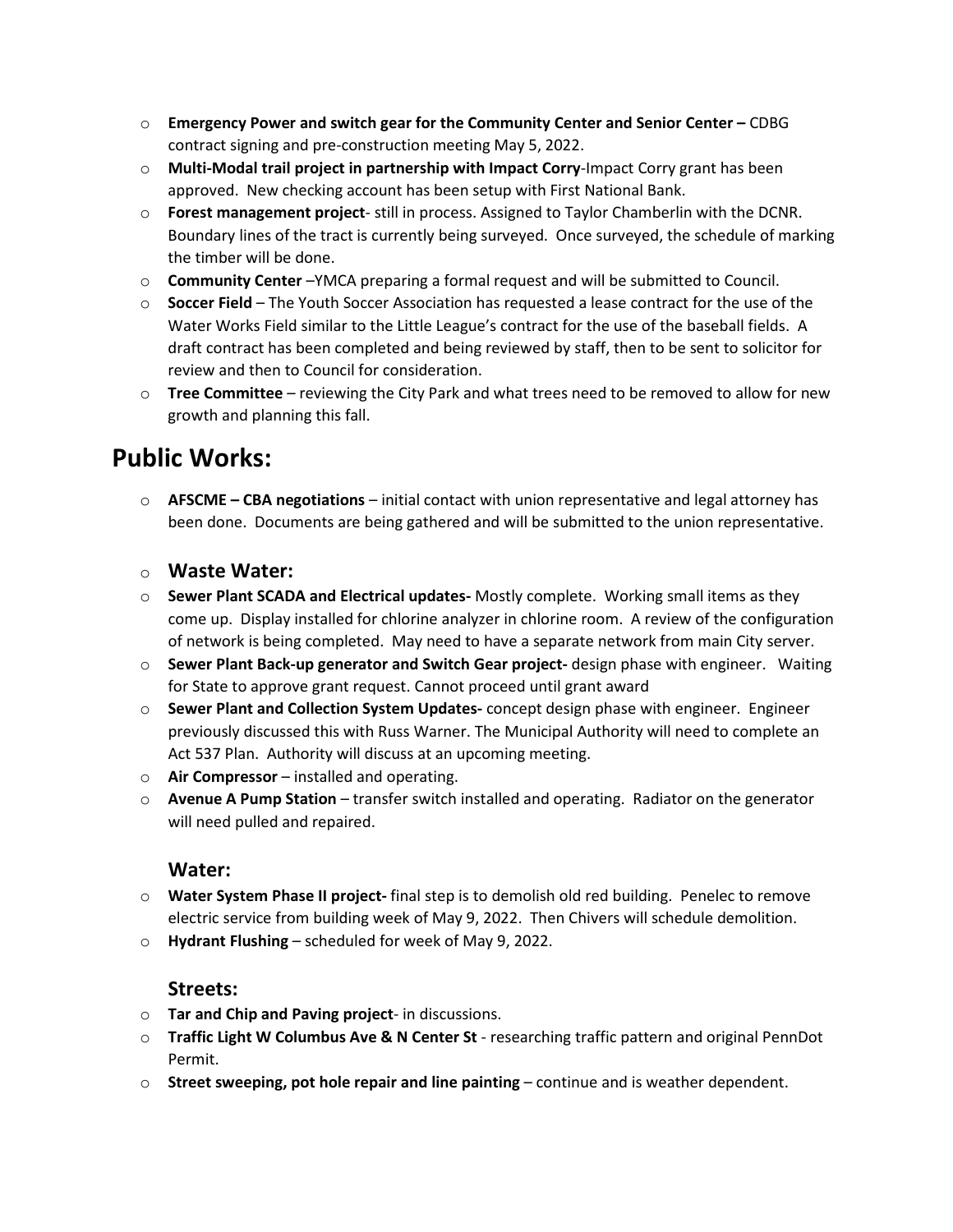- **Emergency Power and switch gear for the Community Center and Senior Center –** CDBG contract signing and pre-construction meeting May 5, 2022.
- **Multi-Modal trail project in partnership with Impact Corry**-Impact Corry grant has been approved. New checking account has been setup with First National Bank.
- **Forest management project**- still in process. Assigned to Taylor Chamberlin with the DCNR. Boundary lines of the tract is currently being surveyed. Once surveyed, the schedule of marking the timber will be done.
- **Community Center** –YMCA preparing a formal request and will be submitted to Council.
- **Soccer Field** – The Youth Soccer Association has requested a lease contract for the use of the Water Works Field similar to the Little League's contract for the use of the baseball fields. A draft contract has been completed and being reviewed by staff, then to be sent to solicitor for review and then to Council for consideration.
- **Tree Committee** – reviewing the City Park and what trees need to be removed to allow for new growth and planning this fall.

# Public Works:

- **AFSCME – CBA negotiations** – initial contact with union representative and legal attorney has been done. Documents are being gathered and will be submitted to the union representative.

- ## Waste Water:
- **Sewer Plant SCADA and Electrical updates-** Mostly complete. Working small items as they come up. Display installed for chlorine analyzer in chlorine room. A review of the configuration of network is being completed. May need to have a separate network from main City server.
- **Sewer Plant Back-up generator and Switch Gear project-** design phase with engineer. Waiting for State to approve grant request. Cannot proceed until grant award
- **Sewer Plant and Collection System Updates-** concept design phase with engineer. Engineer previously discussed this with Russ Warner. The Municipal Authority will need to complete an Act 537 Plan. Authority will discuss at an upcoming meeting.
- **Air Compressor** – installed and operating.
- **Avenue A Pump Station** – transfer switch installed and operating. Radiator on the generator will need pulled and repaired.

## Water:

- **Water System Phase II project-** final step is to demolish old red building. Penelec to remove electric service from building week of May 9, 2022. Then Chivers will schedule demolition.
- **Hydrant Flushing** – scheduled for week of May 9, 2022.

## Streets:

- **Tar and Chip and Paving project**- in discussions.
- **Traffic Light W Columbus Ave & N Center St** - researching traffic pattern and original PennDot Permit.
- **Street sweeping, pot hole repair and line painting** – continue and is weather dependent.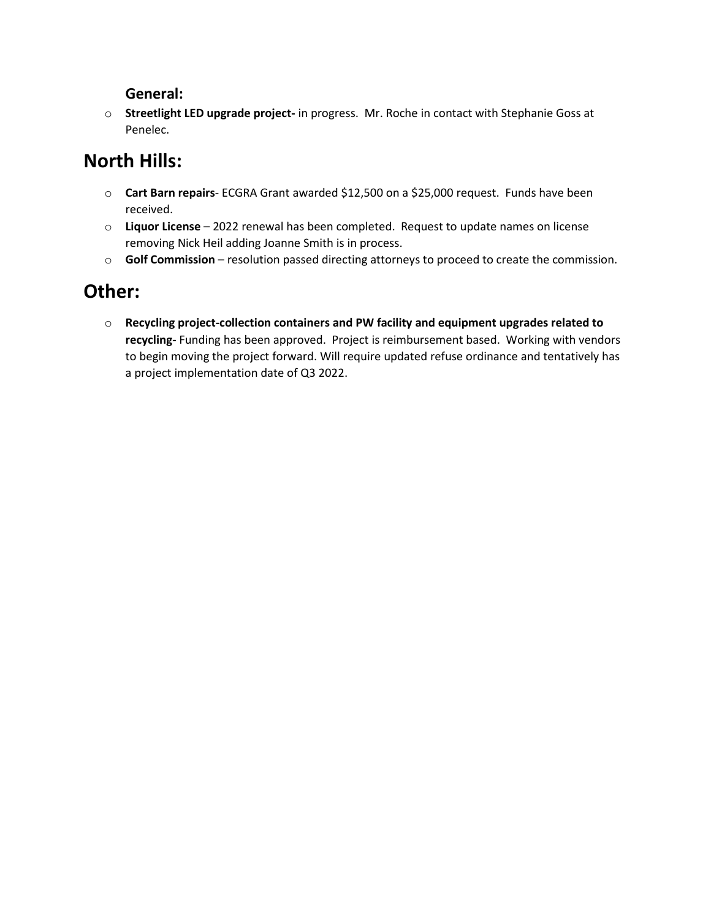### General:

- **Streetlight LED upgrade project-** in progress. Mr. Roche in contact with Stephanie Goss at Penelec.

## North Hills:

- **Cart Barn repairs**- ECGRA Grant awarded $12,500 on a $25,000 request. Funds have been received.
- **Liquor License** – 2022 renewal has been completed. Request to update names on license removing Nick Heil adding Joanne Smith is in process.
- **Golf Commission** – resolution passed directing attorneys to proceed to create the commission.

## Other:

- **Recycling project-collection containers and PW facility and equipment upgrades related to recycling-** Funding has been approved. Project is reimbursement based. Working with vendors to begin moving the project forward. Will require updated refuse ordinance and tentatively has a project implementation date of Q3 2022.